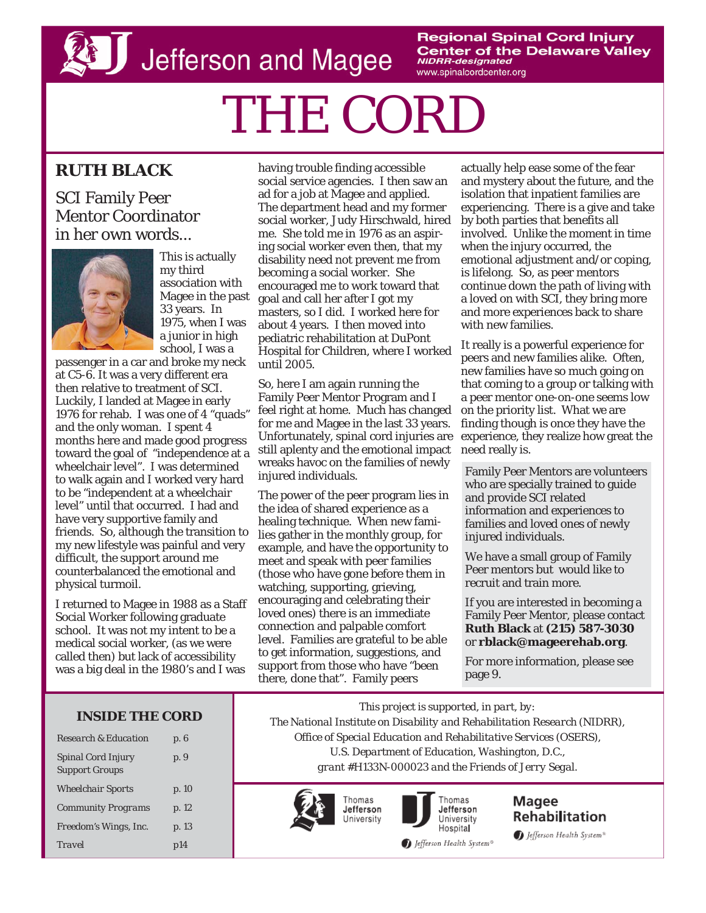Jefferson and Magee

**Regional Spinal Cord Injury Center of the Delaware Valley**
*NIDRR-designated*
www.spinalcordcenter.org

# THE CORD

## RUTH BLACK

### SCI Family Peer Mentor Coordinator in her own words...

This is actually my third association with Magee in the past 33 years. In 1975, when I was a junior in high school, I was a passenger in a car and broke my neck at C5-6. It was a very different era then relative to treatment of SCI. Luckily, I landed at Magee in early 1976 for rehab. I was one of 4 "quads" and the only woman. I spent 4 months here and made good progress toward the goal of "independence at a wheelchair level". I was determined to walk again and I worked very hard to be "independent at a wheelchair level" until that occurred. I had and have very supportive family and friends. So, although the transition to my new lifestyle was painful and very difficult, the support around me counterbalanced the emotional and physical turmoil.

I returned to Magee in 1988 as a Staff Social Worker following graduate school. It was not my intent to be a medical social worker, (as we were called then) but lack of accessibility was a big deal in the 1980's and I was having trouble finding accessible social service agencies. I then saw an ad for a job at Magee and applied. The department head and my former social worker, Judy Hirschwald, hired me. She told me in 1976 as an aspiring social worker even then, that my disability need not prevent me from becoming a social worker. She encouraged me to work toward that goal and call her after I got my masters, so I did. I worked here for about 4 years. I then moved into pediatric rehabilitation at DuPont Hospital for Children, where I worked until 2005.

So, here I am again running the Family Peer Mentor Program and I feel right at home. Much has changed for me and Magee in the last 33 years. Unfortunately, spinal cord injuries are still aplenty and the emotional impact wreaks havoc on the families of newly injured individuals.

The power of the peer program lies in the idea of shared experience as a healing technique. When new families gather in the monthly group, for example, and have the opportunity to meet and speak with peer families (those who have gone before them in watching, supporting, grieving, encouraging and celebrating their loved ones) there is an immediate connection and palpable comfort level. Families are grateful to be able to get information, suggestions, and support from those who have "been there, done that". Family peers actually help ease some of the fear and mystery about the future, and the isolation that inpatient families are experiencing. There is a give and take by both parties that benefits all involved. Unlike the moment in time when the injury occurred, the emotional adjustment and/or coping, is lifelong. So, as peer mentors continue down the path of living with a loved on with SCI, they bring more and more experiences back to share with new families.

It really is a powerful experience for peers and new families alike. Often, new families have so much going on that coming to a group or talking with a peer mentor one-on-one seems low on the priority list. What we are finding though is once they have the experience, they realize how great the need really is.

Family Peer Mentors are volunteers who are specially trained to guide and provide SCI related information and experiences to families and loved ones of newly injured individuals.

We have a small group of Family Peer mentors but would like to recruit and train more.

If you are interested in becoming a Family Peer Mentor, please contact **Ruth Black** at **(215) 587-3030** or **rblack@mageerehab.org**.

For more information, please see page 9.

### INSIDE THE CORD

| | |
|---|---|
| *Research & Education* | *p. 6* |
| *Spinal Cord Injury Support Groups* | *p. 9* |
| *Wheelchair Sports* | *p. 10* |
| *Community Programs* | *p. 12* |
| *Freedom's Wings, Inc.* | *p. 13* |
| *Travel* | *p14* |

*This project is supported, in part, by:*
*The National Institute on Disability and Rehabilitation Research (NIDRR),*
*Office of Special Education and Rehabilitative Services (OSERS),*
*U.S. Department of Education, Washington, D.C.,*
*grant #H133N-000023 and the Friends of Jerry Segal.*

Thomas Jefferson University — Thomas Jefferson University Hospital — Magee Rehabilitation
*Jefferson Health System®*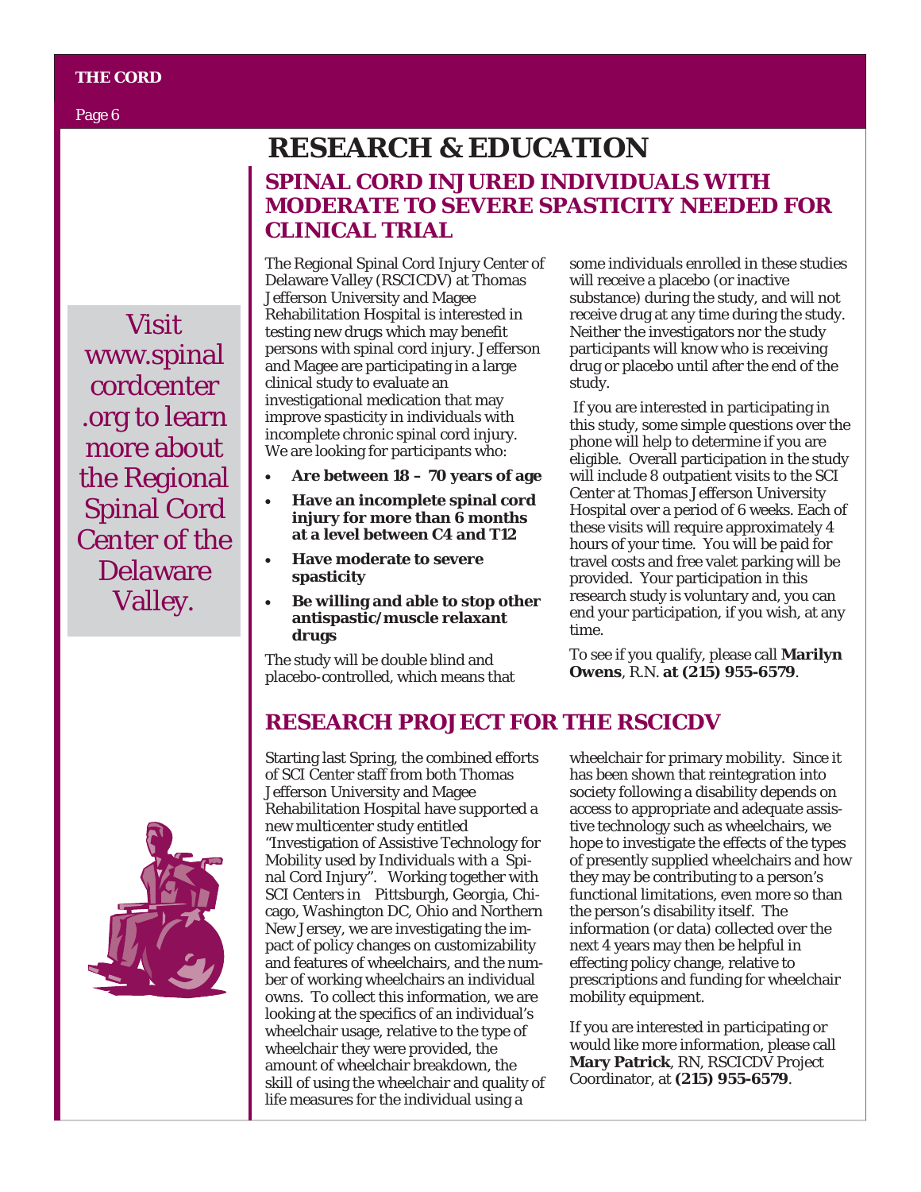# RESEARCH & EDUCATION

Visit www.spinalcordcenter.org to learn more about the Regional Spinal Cord Center of the Delaware Valley.

## SPINAL CORD INJURED INDIVIDUALS WITH MODERATE TO SEVERE SPASTICITY NEEDED FOR CLINICAL TRIAL

The Regional Spinal Cord Injury Center of Delaware Valley (RSCICDV) at Thomas Jefferson University and Magee Rehabilitation Hospital is interested in testing new drugs which may benefit persons with spinal cord injury. Jefferson and Magee are participating in a large clinical study to evaluate an investigational medication that may improve spasticity in individuals with incomplete chronic spinal cord injury. We are looking for participants who:

- **Are between 18 – 70 years of age**
- **Have an incomplete spinal cord injury for more than 6 months at a level between C4 and T12**
- **Have moderate to severe spasticity**
- **Be willing and able to stop other antispastic/muscle relaxant drugs**

The study will be double blind and placebo-controlled, which means that some individuals enrolled in these studies will receive a placebo (or inactive substance) during the study, and will not receive drug at any time during the study. Neither the investigators nor the study participants will know who is receiving drug or placebo until after the end of the study.

If you are interested in participating in this study, some simple questions over the phone will help to determine if you are eligible. Overall participation in the study will include 8 outpatient visits to the SCI Center at Thomas Jefferson University Hospital over a period of 6 weeks. Each of these visits will require approximately 4 hours of your time. You will be paid for travel costs and free valet parking will be provided. Your participation in this research study is voluntary and, you can end your participation, if you wish, at any time.

To see if you qualify, please call **Marilyn Owens**, R.N. **at (215) 955-6579**.

## RESEARCH PROJECT FOR THE RSCICDV

Starting last Spring, the combined efforts of SCI Center staff from both Thomas Jefferson University and Magee Rehabilitation Hospital have supported a new multicenter study entitled "Investigation of Assistive Technology for Mobility used by Individuals with a Spinal Cord Injury". Working together with SCI Centers in Pittsburgh, Georgia, Chicago, Washington DC, Ohio and Northern New Jersey, we are investigating the impact of policy changes on customizability and features of wheelchairs, and the number of working wheelchairs an individual owns. To collect this information, we are looking at the specifics of an individual's wheelchair usage, relative to the type of wheelchair they were provided, the amount of wheelchair breakdown, the skill of using the wheelchair and quality of life measures for the individual using a wheelchair for primary mobility. Since it has been shown that reintegration into society following a disability depends on access to appropriate and adequate assistive technology such as wheelchairs, we hope to investigate the effects of the types of presently supplied wheelchairs and how they may be contributing to a person's functional limitations, even more so than the person's disability itself. The information (or data) collected over the next 4 years may then be helpful in effecting policy change, relative to prescriptions and funding for wheelchair mobility equipment.

If you are interested in participating or would like more information, please call **Mary Patrick**, RN, RSCICDV Project Coordinator, at **(215) 955-6579**.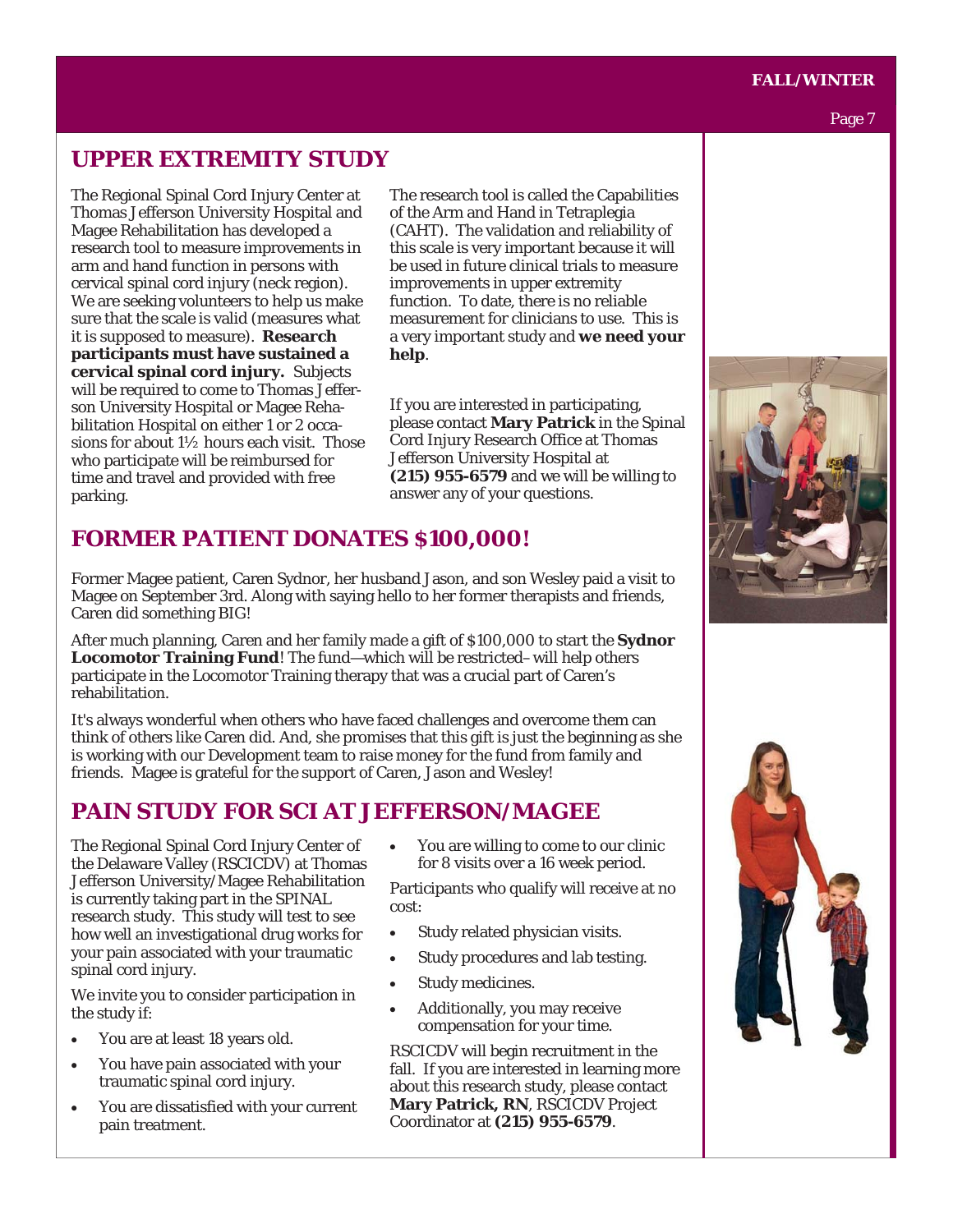## UPPER EXTREMITY STUDY

The Regional Spinal Cord Injury Center at Thomas Jefferson University Hospital and Magee Rehabilitation has developed a research tool to measure improvements in arm and hand function in persons with cervical spinal cord injury (neck region). We are seeking volunteers to help us make sure that the scale is valid (measures what it is supposed to measure). **Research participants must have sustained a cervical spinal cord injury.** Subjects will be required to come to Thomas Jefferson University Hospital or Magee Rehabilitation Hospital on either 1 or 2 occasions for about 1½ hours each visit. Those who participate will be reimbursed for time and travel and provided with free parking.

The research tool is called the Capabilities of the Arm and Hand in Tetraplegia (CAHT). The validation and reliability of this scale is very important because it will be used in future clinical trials to measure improvements in upper extremity function. To date, there is no reliable measurement for clinicians to use. This is a very important study and **we need your help**.

If you are interested in participating, please contact **Mary Patrick** in the Spinal Cord Injury Research Office at Thomas Jefferson University Hospital at **(215) 955-6579** and we will be willing to answer any of your questions.

## FORMER PATIENT DONATES $100,000!

Former Magee patient, Caren Sydnor, her husband Jason, and son Wesley paid a visit to Magee on September 3rd. Along with saying hello to her former therapists and friends, Caren did something BIG!

After much planning, Caren and her family made a gift of $100,000 to start the **Sydnor Locomotor Training Fund**! The fund—which will be restricted–will help others participate in the Locomotor Training therapy that was a crucial part of Caren's rehabilitation.

It's always wonderful when others who have faced challenges and overcome them can think of others like Caren did. And, she promises that this gift is just the beginning as she is working with our Development team to raise money for the fund from family and friends. Magee is grateful for the support of Caren, Jason and Wesley!

## PAIN STUDY FOR SCI AT JEFFERSON/MAGEE

The Regional Spinal Cord Injury Center of the Delaware Valley (RSCICDV) at Thomas Jefferson University/Magee Rehabilitation is currently taking part in the SPINAL research study. This study will test to see how well an investigational drug works for your pain associated with your traumatic spinal cord injury.

We invite you to consider participation in the study if:

- You are at least 18 years old.
- You have pain associated with your traumatic spinal cord injury.
- You are dissatisfied with your current pain treatment.
- You are willing to come to our clinic for 8 visits over a 16 week period.

Participants who qualify will receive at no cost:

- Study related physician visits.
- Study procedures and lab testing.
- Study medicines.
- Additionally, you may receive compensation for your time.

RSCICDV will begin recruitment in the fall. If you are interested in learning more about this research study, please contact **Mary Patrick, RN**, RSCICDV Project Coordinator at **(215) 955-6579**.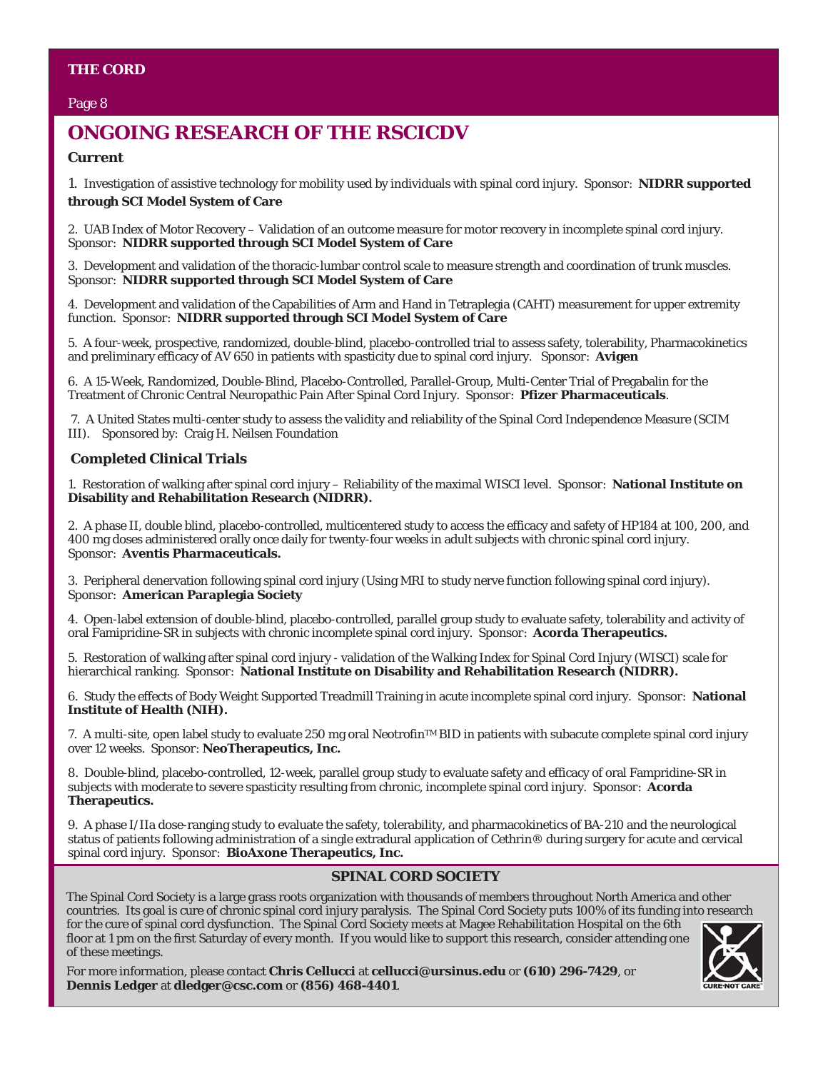# ONGOING RESEARCH OF THE RSCICDV

## Current

1. Investigation of assistive technology for mobility used by individuals with spinal cord injury. Sponsor: **NIDRR supported through SCI Model System of Care**

2. UAB Index of Motor Recovery – Validation of an outcome measure for motor recovery in incomplete spinal cord injury. Sponsor: **NIDRR supported through SCI Model System of Care**

3. Development and validation of the thoracic-lumbar control scale to measure strength and coordination of trunk muscles. Sponsor: **NIDRR supported through SCI Model System of Care**

4. Development and validation of the Capabilities of Arm and Hand in Tetraplegia (CAHT) measurement for upper extremity function. Sponsor: **NIDRR supported through SCI Model System of Care**

5. A four-week, prospective, randomized, double-blind, placebo-controlled trial to assess safety, tolerability, Pharmacokinetics and preliminary efficacy of AV 650 in patients with spasticity due to spinal cord injury. Sponsor: **Avigen**

6. A 15-Week, Randomized, Double-Blind, Placebo-Controlled, Parallel-Group, Multi-Center Trial of Pregabalin for the Treatment of Chronic Central Neuropathic Pain After Spinal Cord Injury. Sponsor: **Pfizer Pharmaceuticals**.

7. A United States multi-center study to assess the validity and reliability of the Spinal Cord Independence Measure (SCIM III). Sponsored by: Craig H. Neilsen Foundation

## Completed Clinical Trials

1. Restoration of walking after spinal cord injury – Reliability of the maximal WISCI level. Sponsor: **National Institute on Disability and Rehabilitation Research (NIDRR).**

2. A phase II, double blind, placebo-controlled, multicentered study to access the efficacy and safety of HP184 at 100, 200, and 400 mg doses administered orally once daily for twenty-four weeks in adult subjects with chronic spinal cord injury. Sponsor: **Aventis Pharmaceuticals.**

3. Peripheral denervation following spinal cord injury (Using MRI to study nerve function following spinal cord injury). Sponsor: **American Paraplegia Society**

4. Open-label extension of double-blind, placebo-controlled, parallel group study to evaluate safety, tolerability and activity of oral Famipridine-SR in subjects with chronic incomplete spinal cord injury. Sponsor: **Acorda Therapeutics.**

5. Restoration of walking after spinal cord injury - validation of the Walking Index for Spinal Cord Injury (WISCI) scale for hierarchical ranking. Sponsor: **National Institute on Disability and Rehabilitation Research (NIDRR).**

6. Study the effects of Body Weight Supported Treadmill Training in acute incomplete spinal cord injury. Sponsor: **National Institute of Health (NIH).**

7. A multi-site, open label study to evaluate 250 mg oral Neotrofin™ BID in patients with subacute complete spinal cord injury over 12 weeks. Sponsor: **NeoTherapeutics, Inc.**

8. Double-blind, placebo-controlled, 12-week, parallel group study to evaluate safety and efficacy of oral Fampridine-SR in subjects with moderate to severe spasticity resulting from chronic, incomplete spinal cord injury. Sponsor: **Acorda Therapeutics.**

9. A phase I/IIa dose-ranging study to evaluate the safety, tolerability, and pharmacokinetics of BA-210 and the neurological status of patients following administration of a single extradural application of Cethrin® during surgery for acute and cervical spinal cord injury. Sponsor: **BioAxone Therapeutics, Inc.**

## SPINAL CORD SOCIETY

The Spinal Cord Society is a large grass roots organization with thousands of members throughout North America and other countries. Its goal is cure of chronic spinal cord injury paralysis. The Spinal Cord Society puts 100% of its funding into research for the cure of spinal cord dysfunction. The Spinal Cord Society meets at Magee Rehabilitation Hospital on the 6th floor at 1 pm on the first Saturday of every month. If you would like to support this research, consider attending one of these meetings.

For more information, please contact **Chris Cellucci** at **cellucci@ursinus.edu** or **(610) 296-7429**, or **Dennis Ledger** at **dledger@csc.com** or **(856) 468-4401**.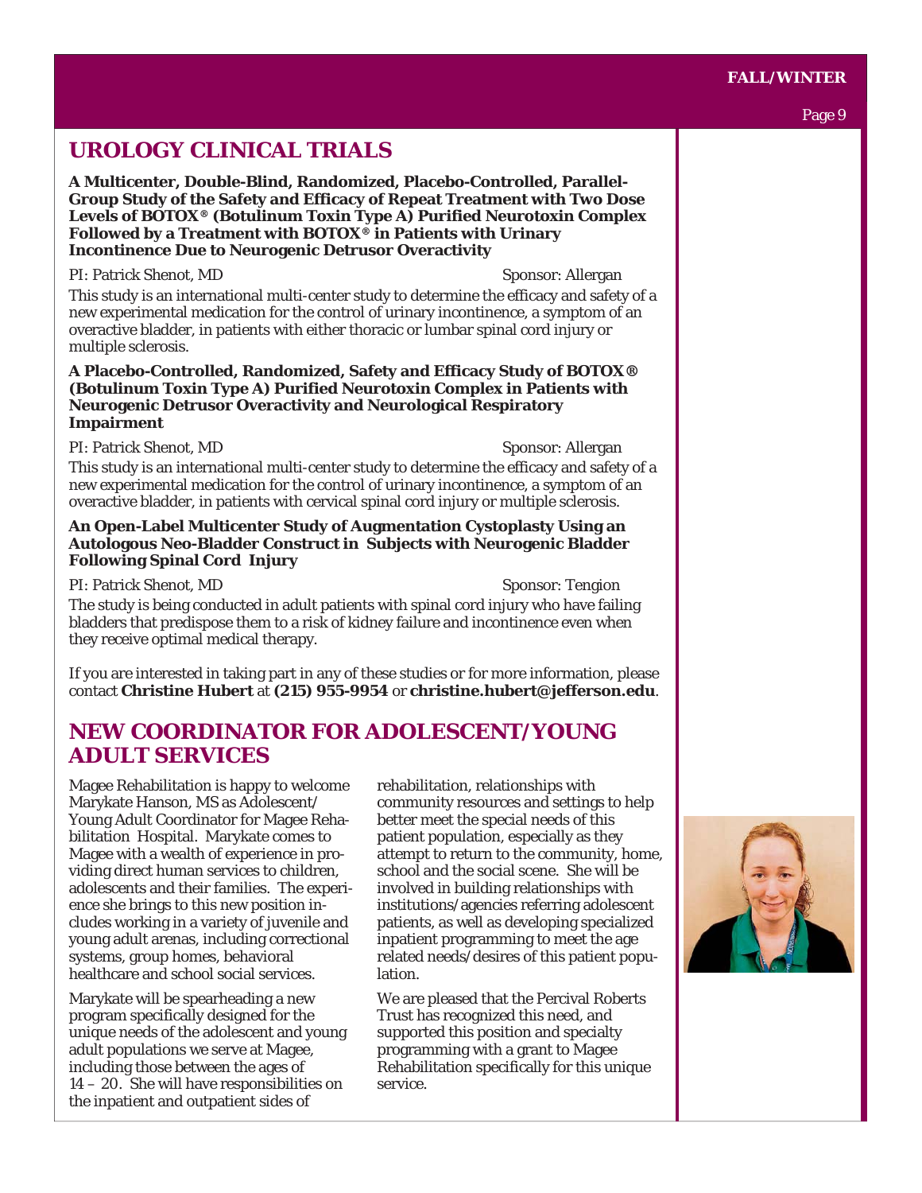## UROLOGY CLINICAL TRIALS

**A Multicenter, Double-Blind, Randomized, Placebo-Controlled, Parallel-Group Study of the Safety and Efficacy of Repeat Treatment with Two Dose Levels of BOTOX® (Botulinum Toxin Type A) Purified Neurotoxin Complex Followed by a Treatment with BOTOX® in Patients with Urinary Incontinence Due to Neurogenic Detrusor Overactivity**

PI: Patrick Shenot, MD Sponsor: Allergan

This study is an international multi-center study to determine the efficacy and safety of a new experimental medication for the control of urinary incontinence, a symptom of an overactive bladder, in patients with either thoracic or lumbar spinal cord injury or multiple sclerosis.

**A Placebo-Controlled, Randomized, Safety and Efficacy Study of BOTOX® (Botulinum Toxin Type A) Purified Neurotoxin Complex in Patients with Neurogenic Detrusor Overactivity and Neurological Respiratory Impairment**

PI: Patrick Shenot, MD Sponsor: Allergan

This study is an international multi-center study to determine the efficacy and safety of a new experimental medication for the control of urinary incontinence, a symptom of an overactive bladder, in patients with cervical spinal cord injury or multiple sclerosis.

**An Open-Label Multicenter Study of Augmentation Cystoplasty Using an Autologous Neo-Bladder Construct in Subjects with Neurogenic Bladder Following Spinal Cord Injury**

PI: Patrick Shenot, MD Sponsor: Tengion

The study is being conducted in adult patients with spinal cord injury who have failing bladders that predispose them to a risk of kidney failure and incontinence even when they receive optimal medical therapy.

If you are interested in taking part in any of these studies or for more information, please contact **Christine Hubert** at **(215) 955-9954** or **christine.hubert@jefferson.edu**.

## NEW COORDINATOR FOR ADOLESCENT/YOUNG ADULT SERVICES

Magee Rehabilitation is happy to welcome Marykate Hanson, MS as Adolescent/Young Adult Coordinator for Magee Rehabilitation Hospital. Marykate comes to Magee with a wealth of experience in providing direct human services to children, adolescents and their families. The experience she brings to this new position includes working in a variety of juvenile and young adult arenas, including correctional systems, group homes, behavioral healthcare and school social services.

Marykate will be spearheading a new program specifically designed for the unique needs of the adolescent and young adult populations we serve at Magee, including those between the ages of 14 – 20. She will have responsibilities on the inpatient and outpatient sides of rehabilitation, relationships with community resources and settings to help better meet the special needs of this patient population, especially as they attempt to return to the community, home, school and the social scene. She will be involved in building relationships with institutions/agencies referring adolescent patients, as well as developing specialized inpatient programming to meet the age related needs/desires of this patient population.

We are pleased that the Percival Roberts Trust has recognized this need, and supported this position and specialty programming with a grant to Magee Rehabilitation specifically for this unique service.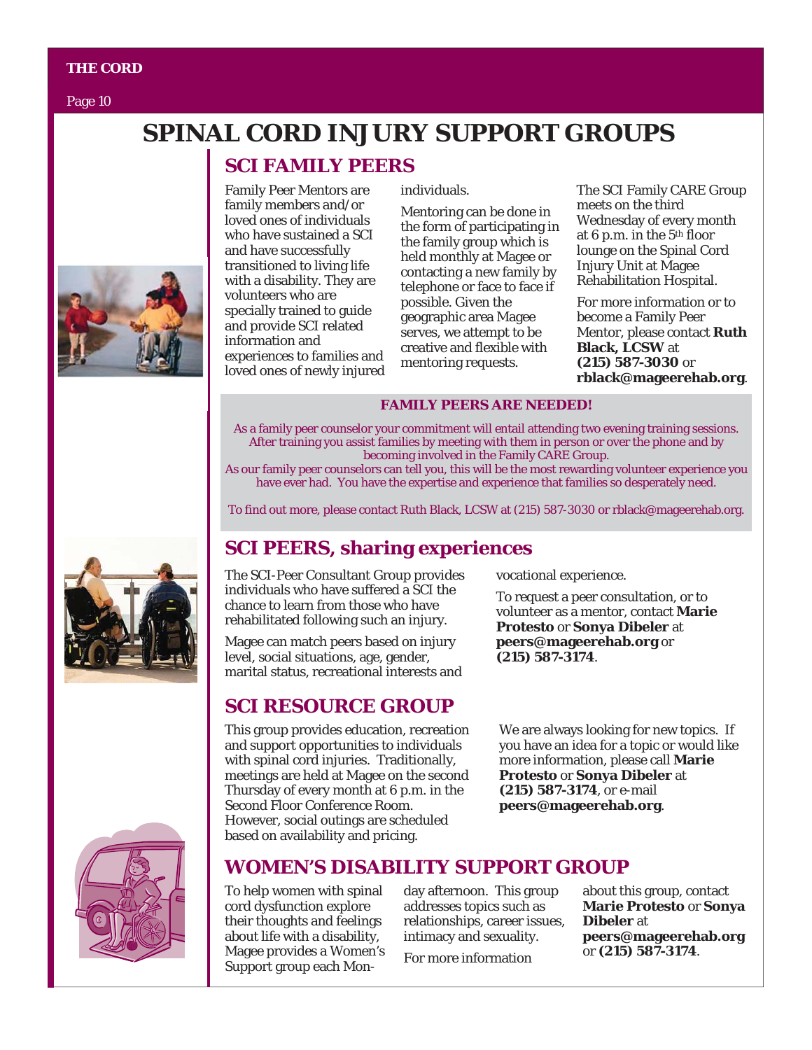# SPINAL CORD INJURY SUPPORT GROUPS

## SCI FAMILY PEERS

Family Peer Mentors are family members and/or loved ones of individuals who have sustained a SCI and have successfully transitioned to living life with a disability. They are volunteers who are specially trained to guide and provide SCI related information and experiences to families and loved ones of newly injured individuals.

Mentoring can be done in the form of participating in the family group which is held monthly at Magee or contacting a new family by telephone or face to face if possible. Given the geographic area Magee serves, we attempt to be creative and flexible with mentoring requests.

The SCI Family CARE Group meets on the third Wednesday of every month at 6 p.m. in the 5th floor lounge on the Spinal Cord Injury Unit at Magee Rehabilitation Hospital.

For more information or to become a Family Peer Mentor, please contact **Ruth Black, LCSW** at **(215) 587-3030** or **rblack@mageerehab.org**.

**FAMILY PEERS ARE NEEDED!**

As a family peer counselor your commitment will entail attending two evening training sessions. After training you assist families by meeting with them in person or over the phone and by becoming involved in the Family CARE Group.
As our family peer counselors can tell you, this will be the most rewarding volunteer experience you have ever had. You have the expertise and experience that families so desperately need.

To find out more, please contact Ruth Black, LCSW at (215) 587-3030 or rblack@mageerehab.org.

## SCI PEERS, sharing experiences

The SCI-Peer Consultant Group provides individuals who have suffered a SCI the chance to learn from those who have rehabilitated following such an injury.

Magee can match peers based on injury level, social situations, age, gender, marital status, recreational interests and vocational experience.

To request a peer consultation, or to volunteer as a mentor, contact **Marie Protesto** or **Sonya Dibeler** at **peers@mageerehab.org** or **(215) 587-3174**.

## SCI RESOURCE GROUP

This group provides education, recreation and support opportunities to individuals with spinal cord injuries. Traditionally, meetings are held at Magee on the second Thursday of every month at 6 p.m. in the Second Floor Conference Room. However, social outings are scheduled based on availability and pricing.

We are always looking for new topics. If you have an idea for a topic or would like more information, please call **Marie Protesto** or **Sonya Dibeler** at **(215) 587-3174**, or e-mail **peers@mageerehab.org**.

## WOMEN'S DISABILITY SUPPORT GROUP

To help women with spinal cord dysfunction explore their thoughts and feelings about life with a disability, Magee provides a Women's Support group each Monday afternoon. This group addresses topics such as relationships, career issues, intimacy and sexuality.

For more information about this group, contact **Marie Protesto** or **Sonya Dibeler** at **peers@mageerehab.org** or **(215) 587-3174**.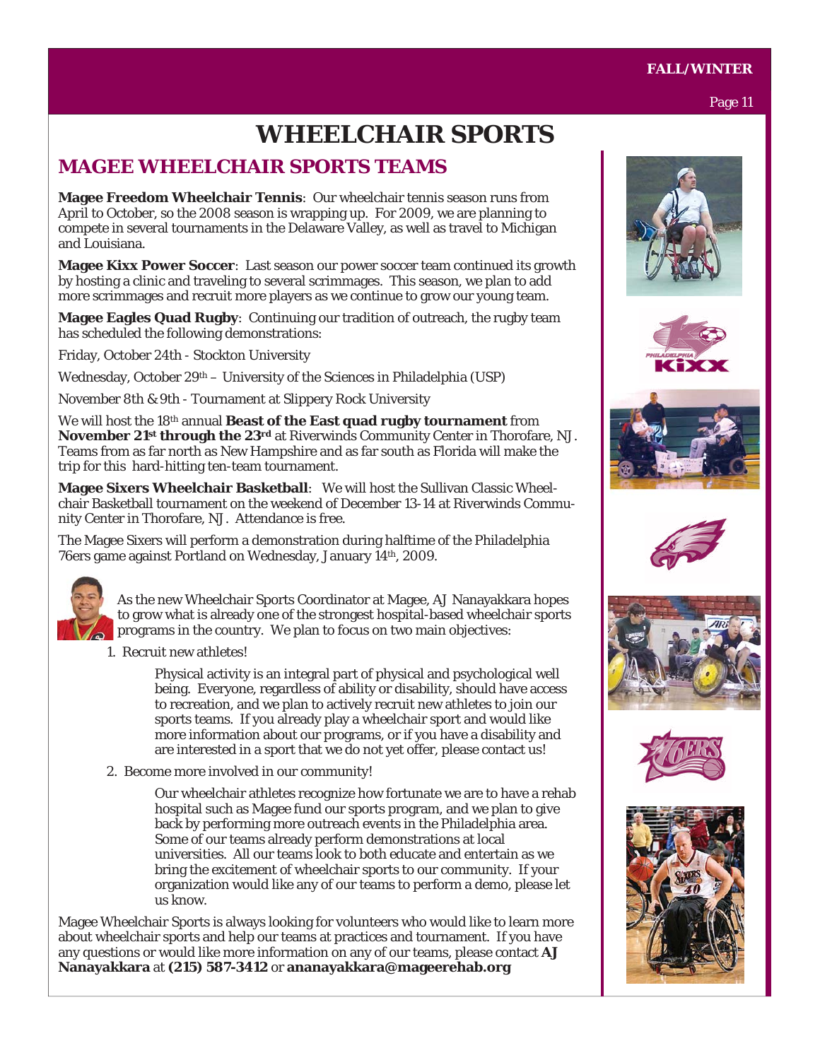# WHEELCHAIR SPORTS

## MAGEE WHEELCHAIR SPORTS TEAMS

**Magee Freedom Wheelchair Tennis**: Our wheelchair tennis season runs from April to October, so the 2008 season is wrapping up. For 2009, we are planning to compete in several tournaments in the Delaware Valley, as well as travel to Michigan and Louisiana.

**Magee Kixx Power Soccer**: Last season our power soccer team continued its growth by hosting a clinic and traveling to several scrimmages. This season, we plan to add more scrimmages and recruit more players as we continue to grow our young team.

**Magee Eagles Quad Rugby**: Continuing our tradition of outreach, the rugby team has scheduled the following demonstrations:

Friday, October 24th - Stockton University

Wednesday, October 29th – University of the Sciences in Philadelphia (USP)

November 8th & 9th - Tournament at Slippery Rock University

We will host the 18th annual **Beast of the East quad rugby tournament** from **November 21st through the 23rd** at Riverwinds Community Center in Thorofare, NJ. Teams from as far north as New Hampshire and as far south as Florida will make the trip for this hard-hitting ten-team tournament.

**Magee Sixers Wheelchair Basketball**: We will host the Sullivan Classic Wheelchair Basketball tournament on the weekend of December 13-14 at Riverwinds Community Center in Thorofare, NJ. Attendance is free.

The Magee Sixers will perform a demonstration during halftime of the Philadelphia 76ers game against Portland on Wednesday, January 14th, 2009.

As the new Wheelchair Sports Coordinator at Magee, AJ Nanayakkara hopes to grow what is already one of the strongest hospital-based wheelchair sports programs in the country. We plan to focus on two main objectives:

1. Recruit new athletes!

   Physical activity is an integral part of physical and psychological well being. Everyone, regardless of ability or disability, should have access to recreation, and we plan to actively recruit new athletes to join our sports teams. If you already play a wheelchair sport and would like more information about our programs, or if you have a disability and are interested in a sport that we do not yet offer, please contact us!

2. Become more involved in our community!

   Our wheelchair athletes recognize how fortunate we are to have a rehab hospital such as Magee fund our sports program, and we plan to give back by performing more outreach events in the Philadelphia area. Some of our teams already perform demonstrations at local universities. All our teams look to both educate and entertain as we bring the excitement of wheelchair sports to our community. If your organization would like any of our teams to perform a demo, please let us know.

Magee Wheelchair Sports is always looking for volunteers who would like to learn more about wheelchair sports and help our teams at practices and tournament. If you have any questions or would like more information on any of our teams, please contact **AJ Nanayakkara** at **(215) 587-3412** or **ananayakkara@mageerehab.org**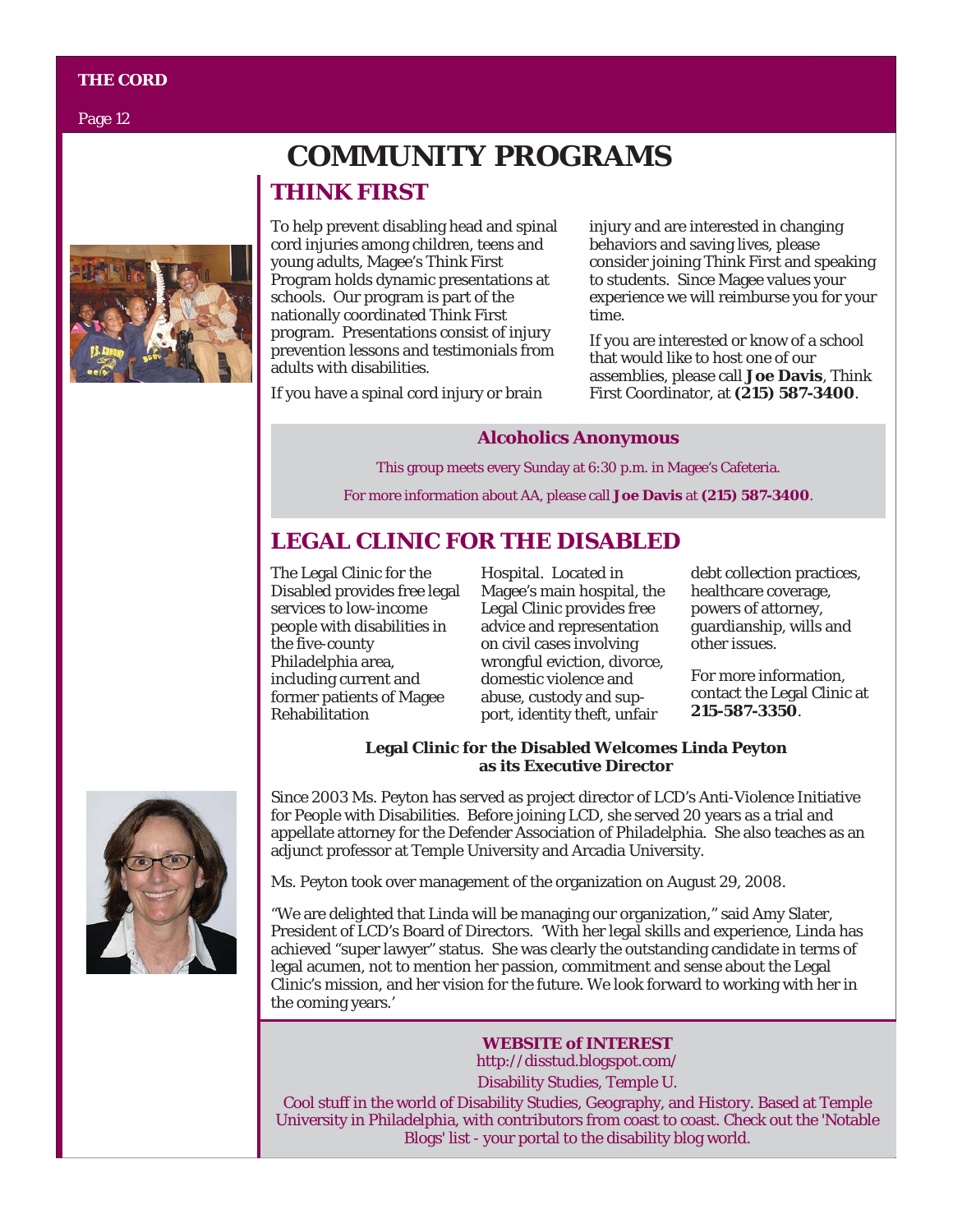# COMMUNITY PROGRAMS

## THINK FIRST

To help prevent disabling head and spinal cord injuries among children, teens and young adults, Magee's Think First Program holds dynamic presentations at schools. Our program is part of the nationally coordinated Think First program. Presentations consist of injury prevention lessons and testimonials from adults with disabilities.

If you have a spinal cord injury or brain injury and are interested in changing behaviors and saving lives, please consider joining Think First and speaking to students. Since Magee values your experience we will reimburse you for your time.

If you are interested or know of a school that would like to host one of our assemblies, please call **Joe Davis**, Think First Coordinator, at **(215) 587-3400**.

### Alcoholics Anonymous

This group meets every Sunday at 6:30 p.m. in Magee's Cafeteria.

For more information about AA, please call **Joe Davis** at **(215) 587-3400**.

## LEGAL CLINIC FOR THE DISABLED

The Legal Clinic for the Disabled provides free legal services to low-income people with disabilities in the five-county Philadelphia area, including current and former patients of Magee Rehabilitation Hospital. Located in Magee's main hospital, the Legal Clinic provides free advice and representation on civil cases involving wrongful eviction, divorce, domestic violence and abuse, custody and support, identity theft, unfair debt collection practices, healthcare coverage, powers of attorney, guardianship, wills and other issues.

For more information, contact the Legal Clinic at **215-587-3350**.

**Legal Clinic for the Disabled Welcomes Linda Peyton as its Executive Director**

Since 2003 Ms. Peyton has served as project director of LCD's Anti-Violence Initiative for People with Disabilities. Before joining LCD, she served 20 years as a trial and appellate attorney for the Defender Association of Philadelphia. She also teaches as an adjunct professor at Temple University and Arcadia University.

Ms. Peyton took over management of the organization on August 29, 2008.

"We are delighted that Linda will be managing our organization," said Amy Slater, President of LCD's Board of Directors. 'With her legal skills and experience, Linda has achieved "super lawyer" status. She was clearly the outstanding candidate in terms of legal acumen, not to mention her passion, commitment and sense about the Legal Clinic's mission, and her vision for the future. We look forward to working with her in the coming years.'

**WEBSITE of INTEREST**

http://disstud.blogspot.com/

Disability Studies, Temple U.

Cool stuff in the world of Disability Studies, Geography, and History. Based at Temple University in Philadelphia, with contributors from coast to coast. Check out the 'Notable Blogs' list - your portal to the disability blog world.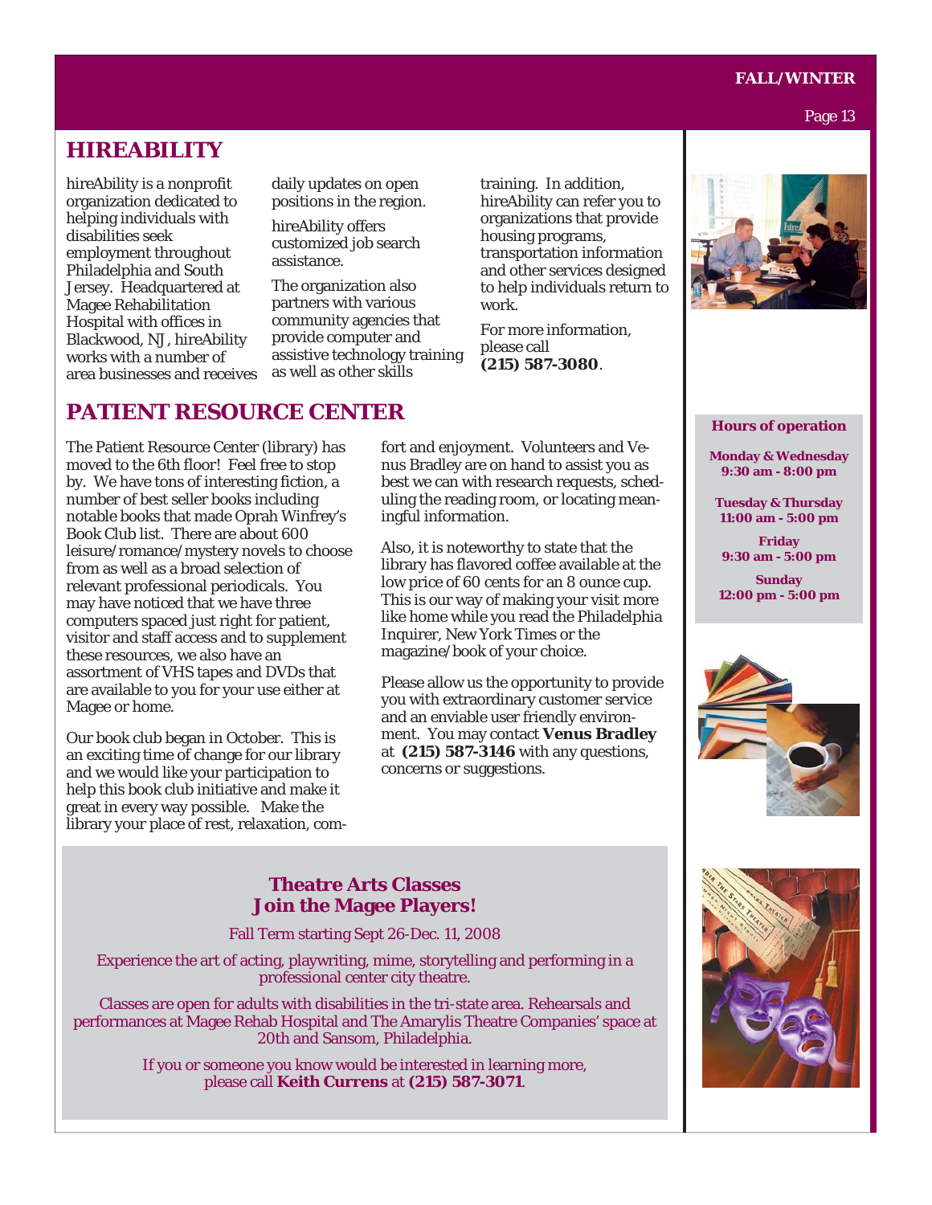## HIREABILITY

hireAbility is a nonprofit organization dedicated to helping individuals with disabilities seek employment throughout Philadelphia and South Jersey. Headquartered at Magee Rehabilitation Hospital with offices in Blackwood, NJ, hireAbility works with a number of area businesses and receives daily updates on open positions in the region.

hireAbility offers customized job search assistance.

The organization also partners with various community agencies that provide computer and assistive technology training as well as other skills training. In addition, hireAbility can refer you to organizations that provide housing programs, transportation information and other services designed to help individuals return to work.

For more information, please call **(215) 587-3080**.

## PATIENT RESOURCE CENTER

The Patient Resource Center (library) has moved to the 6th floor! Feel free to stop by. We have tons of interesting fiction, a number of best seller books including notable books that made Oprah Winfrey's Book Club list. There are about 600 leisure/romance/mystery novels to choose from as well as a broad selection of relevant professional periodicals. You may have noticed that we have three computers spaced just right for patient, visitor and staff access and to supplement these resources, we also have an assortment of VHS tapes and DVDs that are available to you for your use either at Magee or home.

Our book club began in October. This is an exciting time of change for our library and we would like your participation to help this book club initiative and make it great in every way possible. Make the library your place of rest, relaxation, comfort and enjoyment. Volunteers and Venus Bradley are on hand to assist you as best we can with research requests, scheduling the reading room, or locating meaningful information.

Also, it is noteworthy to state that the library has flavored coffee available at the low price of 60 cents for an 8 ounce cup. This is our way of making your visit more like home while you read the Philadelphia Inquirer, New York Times or the magazine/book of your choice.

Please allow us the opportunity to provide you with extraordinary customer service and an enviable user friendly environment. You may contact **Venus Bradley** at **(215) 587-3146** with any questions, concerns or suggestions.

**Hours of operation**

**Monday & Wednesday**
**9:30 am - 8:00 pm**

**Tuesday & Thursday**
**11:00 am - 5:00 pm**

**Friday**
**9:30 am - 5:00 pm**

**Sunday**
**12:00 pm - 5:00 pm**

**Theatre Arts Classes**
**Join the Magee Players!**

Fall Term starting Sept 26-Dec. 11, 2008

Experience the art of acting, playwriting, mime, storytelling and performing in a professional center city theatre.

Classes are open for adults with disabilities in the tri-state area. Rehearsals and performances at Magee Rehab Hospital and The Amarylis Theatre Companies' space at 20th and Sansom, Philadelphia.

If you or someone you know would be interested in learning more, please call **Keith Currens** at **(215) 587-3071**.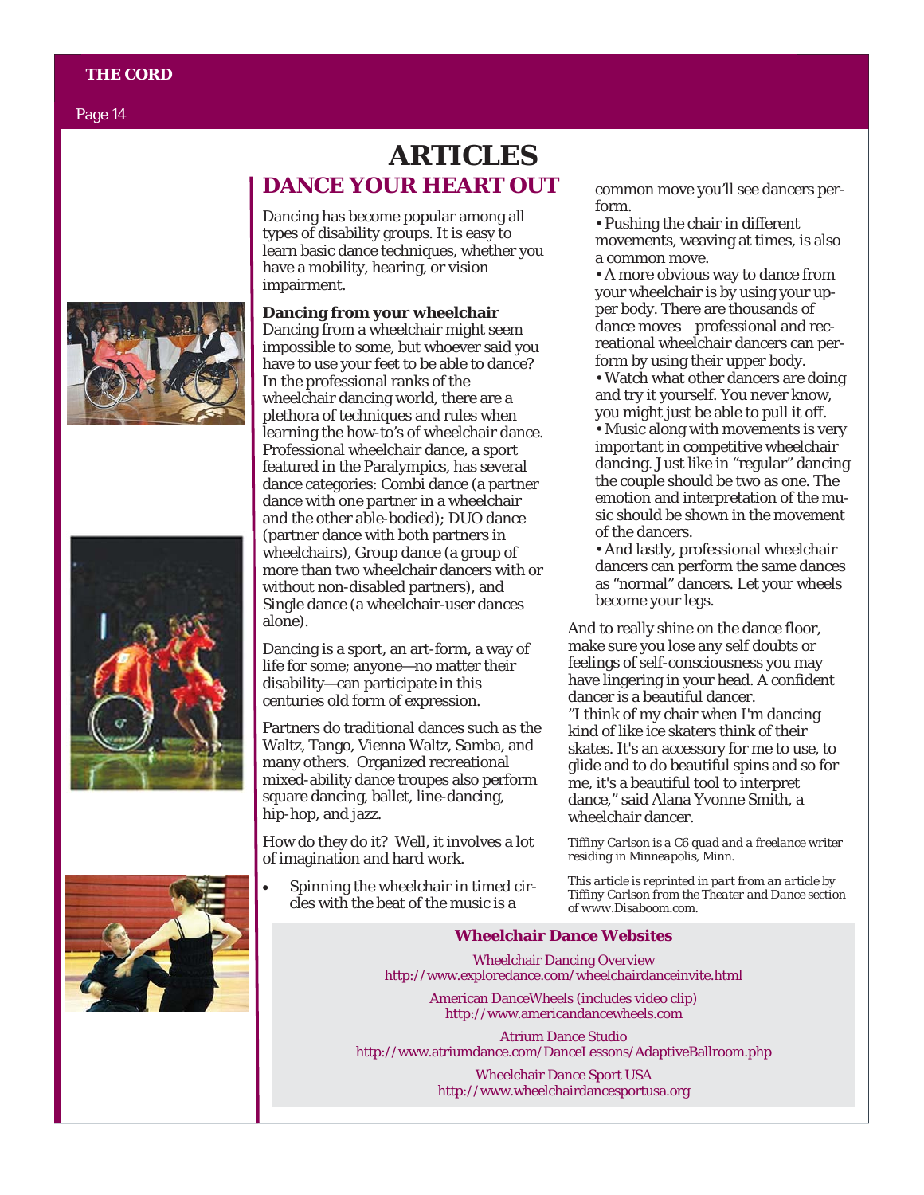# ARTICLES

## DANCE YOUR HEART OUT

Dancing has become popular among all types of disability groups. It is easy to learn basic dance techniques, whether you have a mobility, hearing, or vision impairment.

**Dancing from your wheelchair**

Dancing from a wheelchair might seem impossible to some, but whoever said you have to use your feet to be able to dance? In the professional ranks of the wheelchair dancing world, there are a plethora of techniques and rules when learning the how-to's of wheelchair dance. Professional wheelchair dance, a sport featured in the Paralympics, has several dance categories: Combi dance (a partner dance with one partner in a wheelchair and the other able-bodied); DUO dance (partner dance with both partners in wheelchairs), Group dance (a group of more than two wheelchair dancers with or without non-disabled partners), and Single dance (a wheelchair-user dances alone).

Dancing is a sport, an art-form, a way of life for some; anyone—no matter their disability—can participate in this centuries old form of expression.

Partners do traditional dances such as the Waltz, Tango, Vienna Waltz, Samba, and many others. Organized recreational mixed-ability dance troupes also perform square dancing, ballet, line-dancing, hip-hop, and jazz.

How do they do it? Well, it involves a lot of imagination and hard work.

- Spinning the wheelchair in timed circles with the beat of the music is a common move you'll see dancers perform.
- Pushing the chair in different movements, weaving at times, is also a common move.
- A more obvious way to dance from your wheelchair is by using your upper body. There are thousands of dance moves professional and recreational wheelchair dancers can perform by using their upper body.
- Watch what other dancers are doing and try it yourself. You never know, you might just be able to pull it off.
- Music along with movements is very important in competitive wheelchair dancing. Just like in "regular" dancing the couple should be two as one. The emotion and interpretation of the music should be shown in the movement of the dancers.
- And lastly, professional wheelchair dancers can perform the same dances as "normal" dancers. Let your wheels become your legs.

And to really shine on the dance floor, make sure you lose any self doubts or feelings of self-consciousness you may have lingering in your head. A confident dancer is a beautiful dancer.

"I think of my chair when I'm dancing kind of like ice skaters think of their skates. It's an accessory for me to use, to glide and to do beautiful spins and so for me, it's a beautiful tool to interpret dance," said Alana Yvonne Smith, a wheelchair dancer.

*Tiffiny Carlson is a C6 quad and a freelance writer residing in Minneapolis, Minn.*

*This article is reprinted in part from an article by Tiffiny Carlson from the Theater and Dance section of www.Disaboom.com.*

### Wheelchair Dance Websites

Wheelchair Dancing Overview
http://www.exploredance.com/wheelchairdanceinvite.html

American DanceWheels (includes video clip)
http://www.americandancewheels.com

Atrium Dance Studio
http://www.atriumdance.com/DanceLessons/AdaptiveBallroom.php

Wheelchair Dance Sport USA
http://www.wheelchairdancesportusa.org